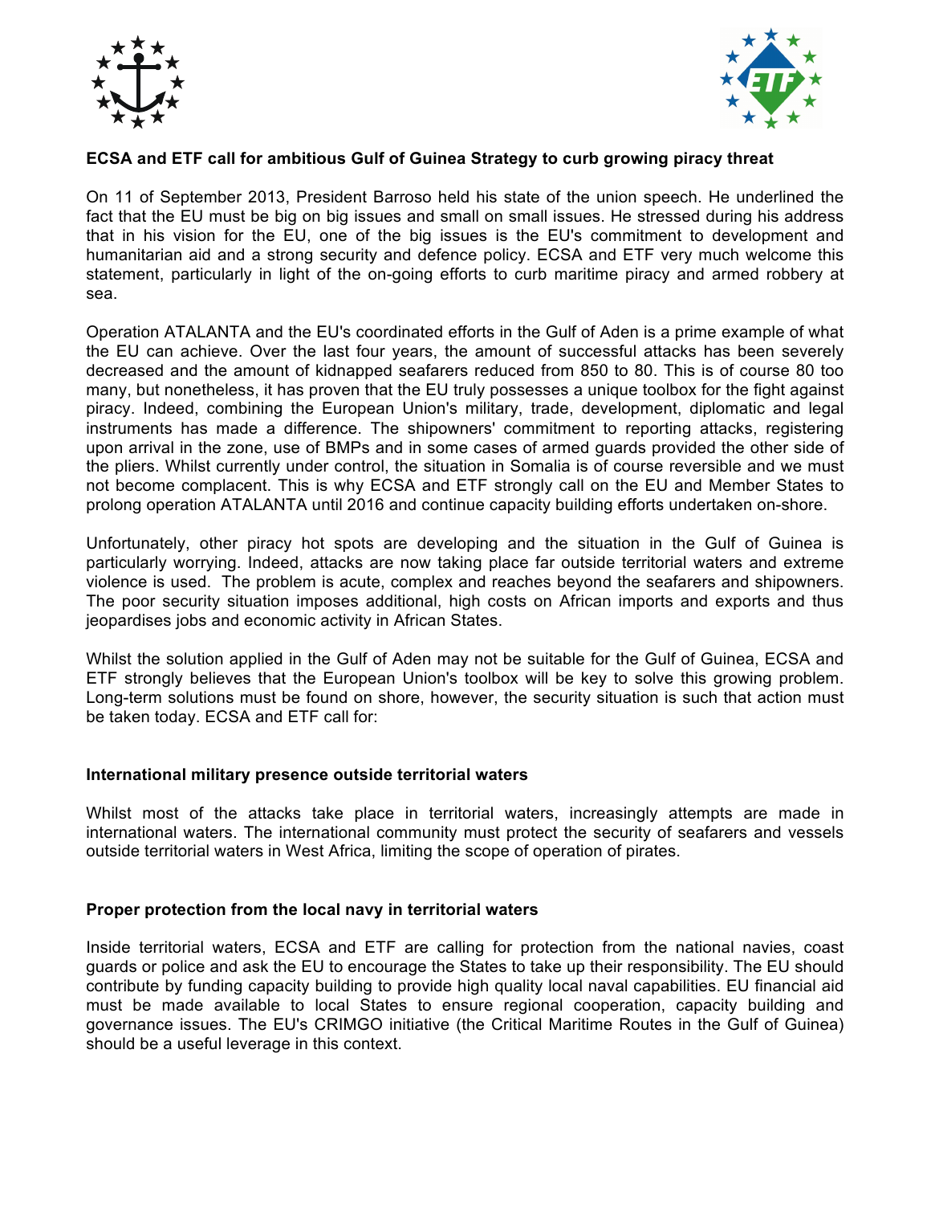**ECSA and ETF call for ambitious Gulf of Guinea Strategy to curb growing piracy threat**

On 11 of September 2013, President Barroso held his state of the union speech. He underlined the fact that the EU must be big on big issues and small on small issues. He stressed during his address that in his vision for the EU, one of the big issues is the EU's commitment to development and humanitarian aid and a strong security and defence policy. ECSA and ETF very much welcome this statement, particularly in light of the on-going efforts to curb maritime piracy and armed robbery at sea.

Operation ATALANTA and the EU's coordinated efforts in the Gulf of Aden is a prime example of what the EU can achieve. Over the last four years, the amount of successful attacks has been severely decreased and the amount of kidnapped seafarers reduced from 850 to 80. This is of course 80 too many, but nonetheless, it has proven that the EU truly possesses a unique toolbox for the fight against piracy. Indeed, combining the European Union's military, trade, development, diplomatic and legal instruments has made a difference. The shipowners' commitment to reporting attacks, registering upon arrival in the zone, use of BMPs and in some cases of armed guards provided the other side of the pliers. Whilst currently under control, the situation in Somalia is of course reversible and we must not become complacent. This is why ECSA and ETF strongly call on the EU and Member States to prolong operation ATALANTA until 2016 and continue capacity building efforts undertaken on-shore.

Unfortunately, other piracy hot spots are developing and the situation in the Gulf of Guinea is particularly worrying. Indeed, attacks are now taking place far outside territorial waters and extreme violence is used. The problem is acute, complex and reaches beyond the seafarers and shipowners. The poor security situation imposes additional, high costs on African imports and exports and thus jeopardises jobs and economic activity in African States.

Whilst the solution applied in the Gulf of Aden may not be suitable for the Gulf of Guinea, ECSA and ETF strongly believes that the European Union's toolbox will be key to solve this growing problem. Long-term solutions must be found on shore, however, the security situation is such that action must be taken today. ECSA and ETF call for:

**International military presence outside territorial waters**

Whilst most of the attacks take place in territorial waters, increasingly attempts are made in international waters. The international community must protect the security of seafarers and vessels outside territorial waters in West Africa, limiting the scope of operation of pirates.

**Proper protection from the local navy in territorial waters**

Inside territorial waters, ECSA and ETF are calling for protection from the national navies, coast guards or police and ask the EU to encourage the States to take up their responsibility. The EU should contribute by funding capacity building to provide high quality local naval capabilities. EU financial aid must be made available to local States to ensure regional cooperation, capacity building and governance issues. The EU's CRIMGO initiative (the Critical Maritime Routes in the Gulf of Guinea) should be a useful leverage in this context.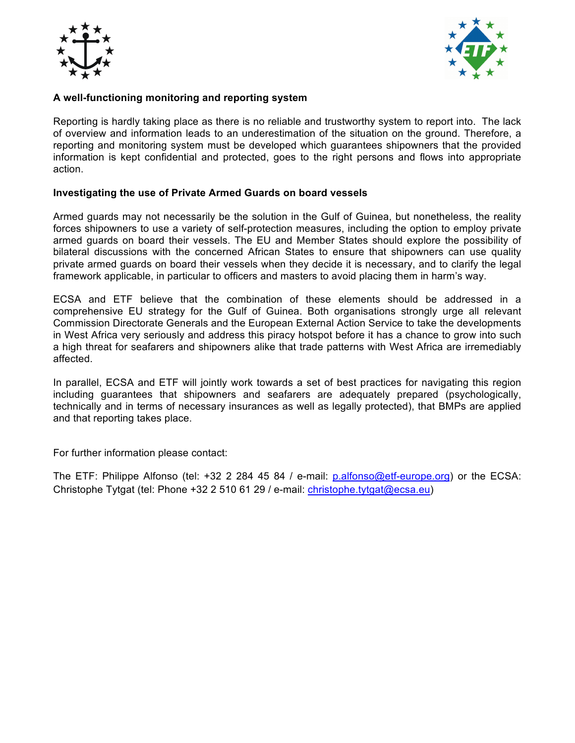**A well-functioning monitoring and reporting system**

Reporting is hardly taking place as there is no reliable and trustworthy system to report into. The lack of overview and information leads to an underestimation of the situation on the ground. Therefore, a reporting and monitoring system must be developed which guarantees shipowners that the provided information is kept confidential and protected, goes to the right persons and flows into appropriate action.

**Investigating the use of Private Armed Guards on board vessels**

Armed guards may not necessarily be the solution in the Gulf of Guinea, but nonetheless, the reality forces shipowners to use a variety of self-protection measures, including the option to employ private armed guards on board their vessels. The EU and Member States should explore the possibility of bilateral discussions with the concerned African States to ensure that shipowners can use quality private armed guards on board their vessels when they decide it is necessary, and to clarify the legal framework applicable, in particular to officers and masters to avoid placing them in harm's way.

ECSA and ETF believe that the combination of these elements should be addressed in a comprehensive EU strategy for the Gulf of Guinea. Both organisations strongly urge all relevant Commission Directorate Generals and the European External Action Service to take the developments in West Africa very seriously and address this piracy hotspot before it has a chance to grow into such a high threat for seafarers and shipowners alike that trade patterns with West Africa are irremediably affected.

In parallel, ECSA and ETF will jointly work towards a set of best practices for navigating this region including guarantees that shipowners and seafarers are adequately prepared (psychologically, technically and in terms of necessary insurances as well as legally protected), that BMPs are applied and that reporting takes place.

For further information please contact:

The ETF: Philippe Alfonso (tel: +32 2 284 45 84 / e-mail: p.alfonso@etf-europe.org) or the ECSA: Christophe Tytgat (tel: Phone +32 2 510 61 29 / e-mail: christophe.tytgat@ecsa.eu)